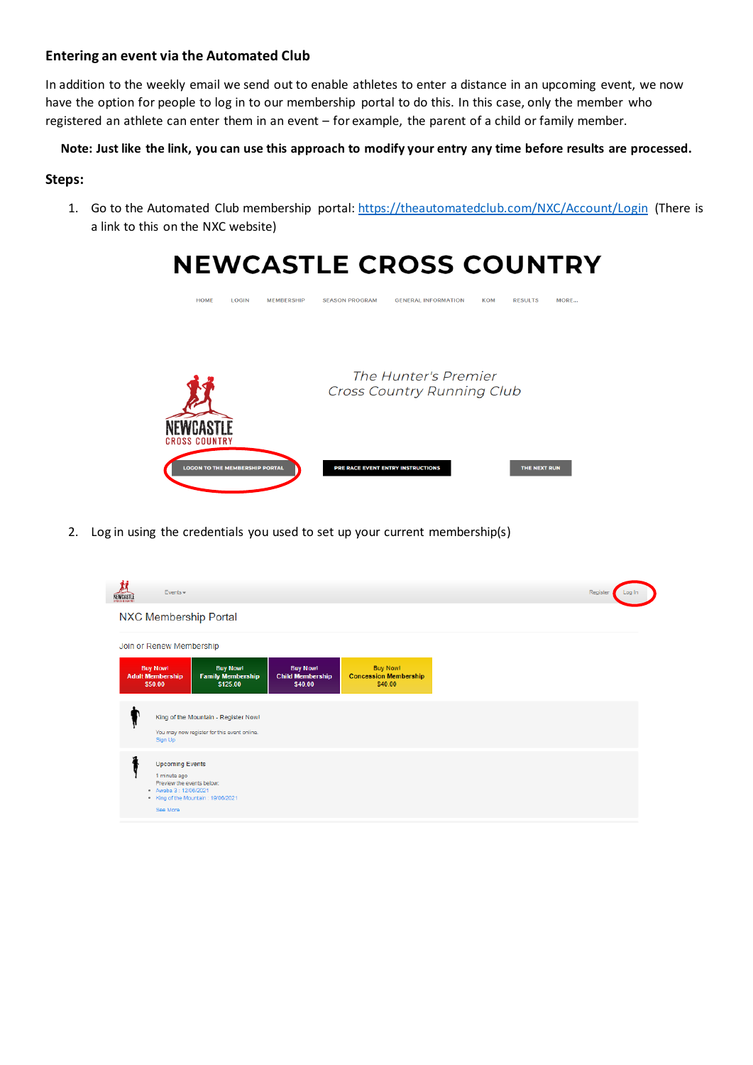## Entering an event via the Automated Club

In addition to the weekly email we send out to enable athletes to enter a distance in an upcoming event, we now have the option for people to log in to our membership portal to do this. In this case, only the member who registered an athlete can enter them in an event – for example, the parent of a child or family member.

**Note: Just like the link, you can use this approach to modify your entry any time before results are processed.**

**Steps:**

1. Go to the Automated Club membership portal: https://theautomatedclub.com/NXC/Account/Login (There is a link to this on the NXC website)

2. Log in using the credentials you used to set up your current membership(s)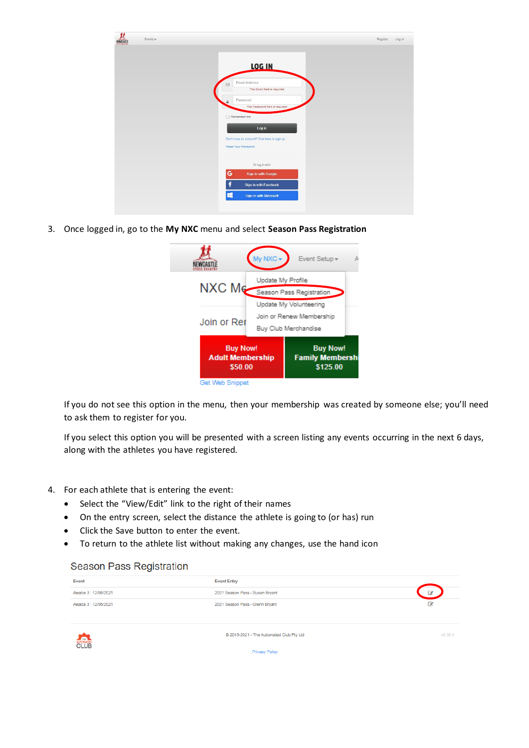3. Once logged in, go to the **My NXC** menu and select **Season Pass Registration**

   If you do not see this option in the menu, then your membership was created by someone else; you'll need to ask them to register for you.

   If you select this option you will be presented with a screen listing any events occurring in the next 6 days, along with the athletes you have registered.

4. For each athlete that is entering the event:
   - Select the "View/Edit" link to the right of their names
   - On the entry screen, select the distance the athlete is going to (or has) run
   - Click the Save button to enter the event.
   - To return to the athlete list without making any changes, use the hand icon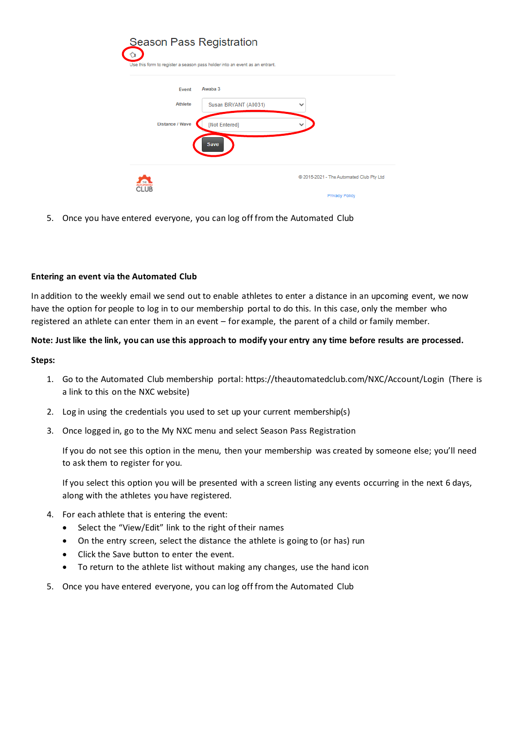Season Pass Registration

Use this form to register a season pass holder into an event as an entrant.

Event Awaba 3

Athlete Susan BRYANT (A0031)

Distance / Wave [Not Entered]

Save

© 2015-2021 - The Automated Club Pty Ltd

Privacy Policy

5. Once you have entered everyone, you can log off from the Automated Club

**Entering an event via the Automated Club**

In addition to the weekly email we send out to enable athletes to enter a distance in an upcoming event, we now have the option for people to log in to our membership portal to do this. In this case, only the member who registered an athlete can enter them in an event – for example, the parent of a child or family member.

**Note: Just like the link, you can use this approach to modify your entry any time before results are processed.**

**Steps:**

1. Go to the Automated Club membership portal: https://theautomatedclub.com/NXC/Account/Login (There is a link to this on the NXC website)
2. Log in using the credentials you used to set up your current membership(s)
3. Once logged in, go to the My NXC menu and select Season Pass Registration

   If you do not see this option in the menu, then your membership was created by someone else; you'll need to ask them to register for you.

   If you select this option you will be presented with a screen listing any events occurring in the next 6 days, along with the athletes you have registered.
4. For each athlete that is entering the event:
   - Select the "View/Edit" link to the right of their names
   - On the entry screen, select the distance the athlete is going to (or has) run
   - Click the Save button to enter the event.
   - To return to the athlete list without making any changes, use the hand icon
5. Once you have entered everyone, you can log off from the Automated Club